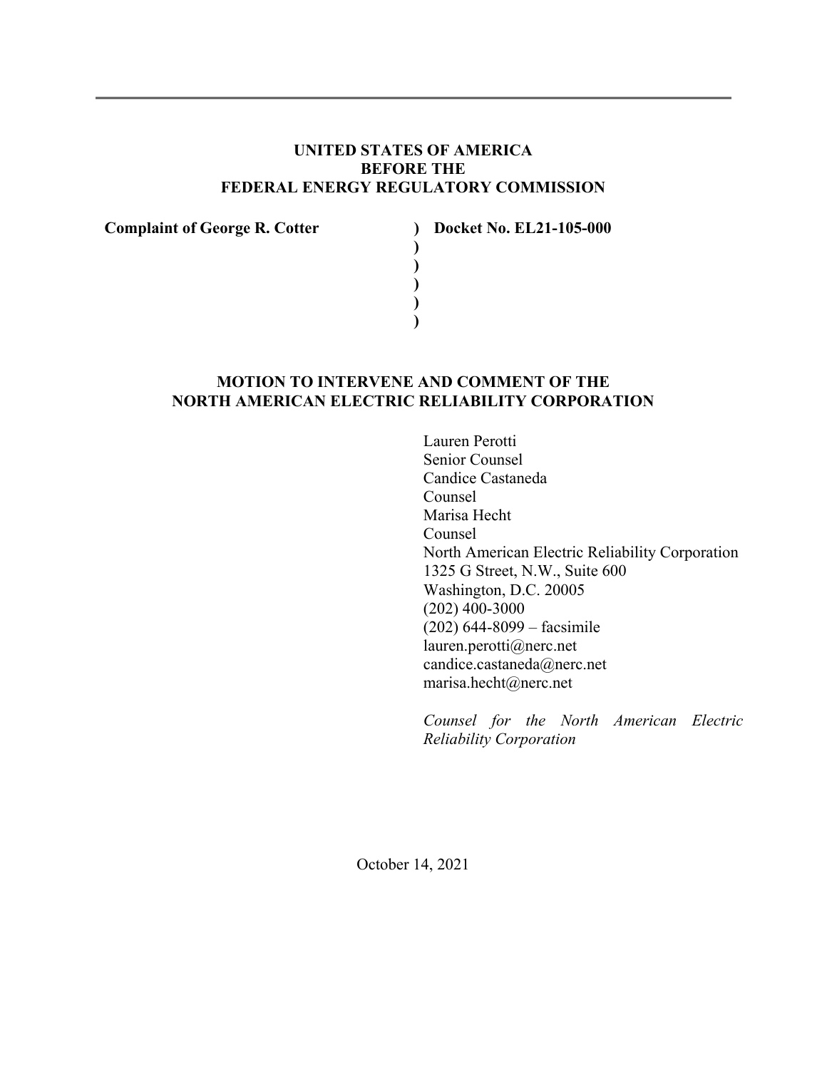**UNITED STATES OF AMERICA**
**BEFORE THE**
**FEDERAL ENERGY REGULATORY COMMISSION**

| | | |
|---|---|---|
| **Complaint of George R. Cotter** | **)** | **Docket No. EL21-105-000** |
| | **)** | |
| | **)** | |
| | **)** | |
| | **)** | |
| | **)** | |

**MOTION TO INTERVENE AND COMMENT OF THE NORTH AMERICAN ELECTRIC RELIABILITY CORPORATION**

Lauren Perotti
Senior Counsel
Candice Castaneda
Counsel
Marisa Hecht
Counsel
North American Electric Reliability Corporation
1325 G Street, N.W., Suite 600
Washington, D.C. 20005
(202) 400-3000
(202) 644-8099 – facsimile
lauren.perotti@nerc.net
candice.castaneda@nerc.net
marisa.hecht@nerc.net

*Counsel for the North American Electric Reliability Corporation*

October 14, 2021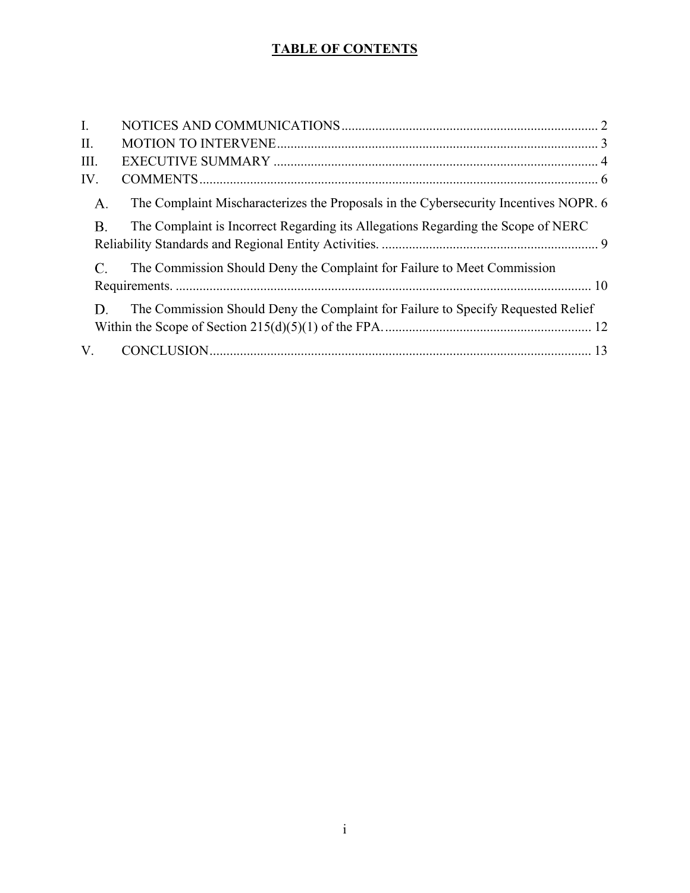# TABLE OF CONTENTS

I. NOTICES AND COMMUNICATIONS ........................................................................... 2

II. MOTION TO INTERVENE .............................................................................................. 3

III. EXECUTIVE SUMMARY ................................................................................................ 4

IV. COMMENTS ...................................................................................................................... 6

A. The Complaint Mischaracterizes the Proposals in the Cybersecurity Incentives NOPR. 6

B. The Complaint is Incorrect Regarding its Allegations Regarding the Scope of NERC Reliability Standards and Regional Entity Activities. ................................................................ 9

C. The Commission Should Deny the Complaint for Failure to Meet Commission Requirements. ........................................................................................................................... 10

D. The Commission Should Deny the Complaint for Failure to Specify Requested Relief Within the Scope of Section 215(d)(5)(1) of the FPA. ............................................................. 12

V. CONCLUSION ................................................................................................................. 13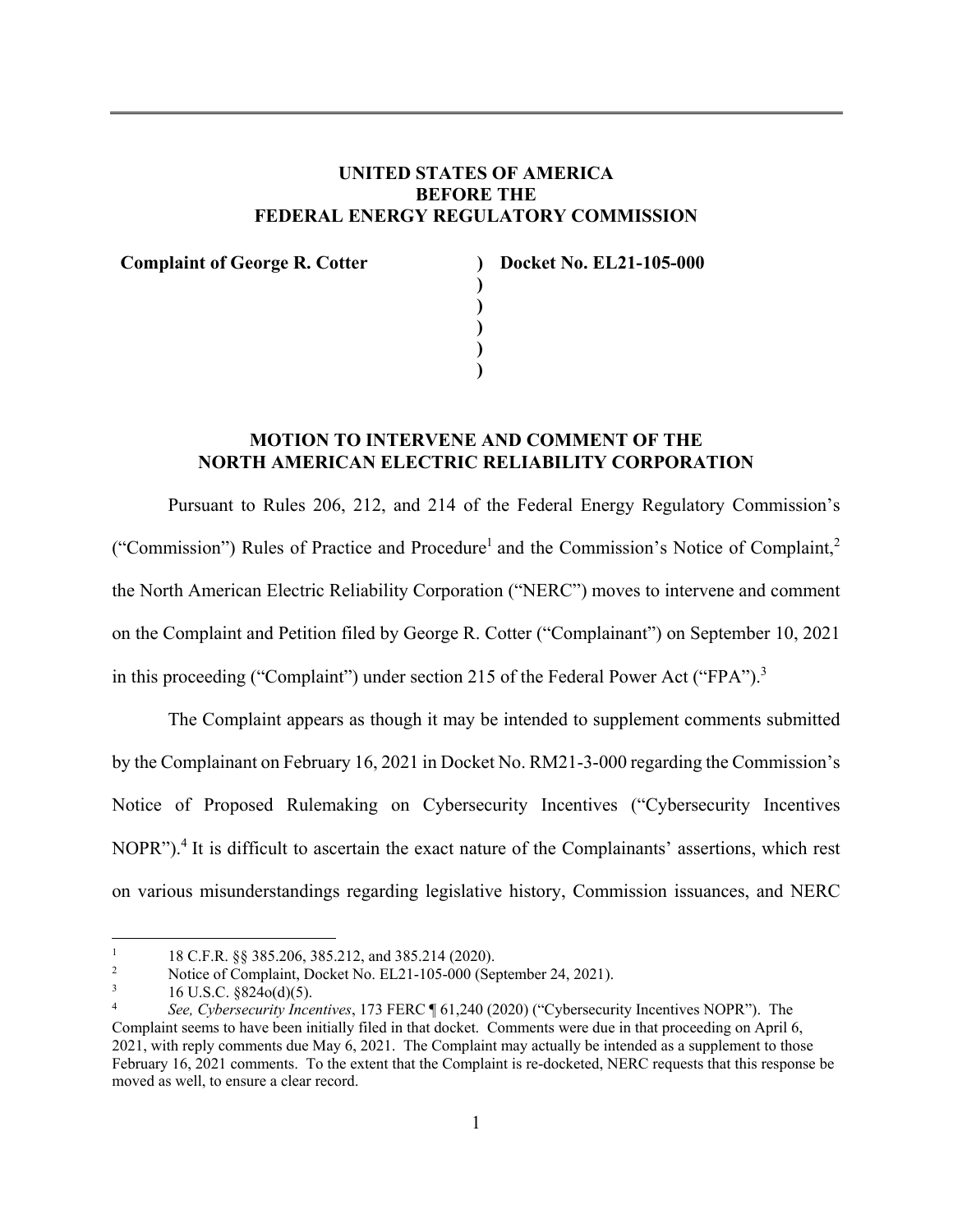**UNITED STATES OF AMERICA**
**BEFORE THE**
**FEDERAL ENERGY REGULATORY COMMISSION**

| | | |
|---|---|---|
| **Complaint of George R. Cotter** | **)** | **Docket No. EL21-105-000** |
| | **)** | |
| | **)** | |
| | **)** | |
| | **)** | |
| | **)** | |

## MOTION TO INTERVENE AND COMMENT OF THE NORTH AMERICAN ELECTRIC RELIABILITY CORPORATION

Pursuant to Rules 206, 212, and 214 of the Federal Energy Regulatory Commission's ("Commission") Rules of Practice and Procedure[1] and the Commission's Notice of Complaint,[2] the North American Electric Reliability Corporation ("NERC") moves to intervene and comment on the Complaint and Petition filed by George R. Cotter ("Complainant") on September 10, 2021 in this proceeding ("Complaint") under section 215 of the Federal Power Act ("FPA").[3]

The Complaint appears as though it may be intended to supplement comments submitted by the Complainant on February 16, 2021 in Docket No. RM21-3-000 regarding the Commission's Notice of Proposed Rulemaking on Cybersecurity Incentives ("Cybersecurity Incentives NOPR").[4] It is difficult to ascertain the exact nature of the Complainants' assertions, which rest on various misunderstandings regarding legislative history, Commission issuances, and NERC

---

[1] 18 C.F.R. §§ 385.206, 385.212, and 385.214 (2020).

[2] Notice of Complaint, Docket No. EL21-105-000 (September 24, 2021).

[3] 16 U.S.C. §824o(d)(5).

[4] *See, Cybersecurity Incentives*, 173 FERC ¶ 61,240 (2020) ("Cybersecurity Incentives NOPR"). The Complaint seems to have been initially filed in that docket. Comments were due in that proceeding on April 6, 2021, with reply comments due May 6, 2021. The Complaint may actually be intended as a supplement to those February 16, 2021 comments. To the extent that the Complaint is re-docketed, NERC requests that this response be moved as well, to ensure a clear record.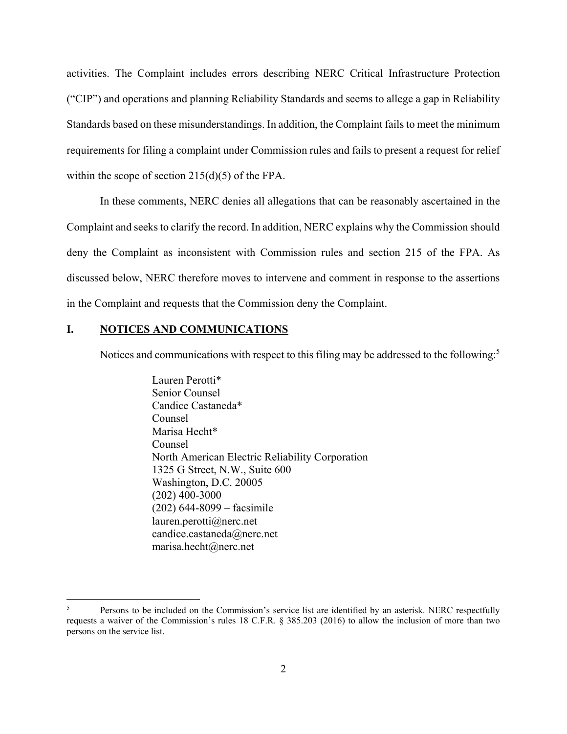activities. The Complaint includes errors describing NERC Critical Infrastructure Protection ("CIP") and operations and planning Reliability Standards and seems to allege a gap in Reliability Standards based on these misunderstandings. In addition, the Complaint fails to meet the minimum requirements for filing a complaint under Commission rules and fails to present a request for relief within the scope of section 215(d)(5) of the FPA.

In these comments, NERC denies all allegations that can be reasonably ascertained in the Complaint and seeks to clarify the record. In addition, NERC explains why the Commission should deny the Complaint as inconsistent with Commission rules and section 215 of the FPA. As discussed below, NERC therefore moves to intervene and comment in response to the assertions in the Complaint and requests that the Commission deny the Complaint.

## I. NOTICES AND COMMUNICATIONS

Notices and communications with respect to this filing may be addressed to the following:[5]

> Lauren Perotti*
> Senior Counsel
> Candice Castaneda*
> Counsel
> Marisa Hecht*
> Counsel
> North American Electric Reliability Corporation
> 1325 G Street, N.W., Suite 600
> Washington, D.C. 20005
> (202) 400-3000
> (202) 644-8099 – facsimile
> lauren.perotti@nerc.net
> candice.castaneda@nerc.net
> marisa.hecht@nerc.net

---

[5] Persons to be included on the Commission's service list are identified by an asterisk. NERC respectfully requests a waiver of the Commission's rules 18 C.F.R. § 385.203 (2016) to allow the inclusion of more than two persons on the service list.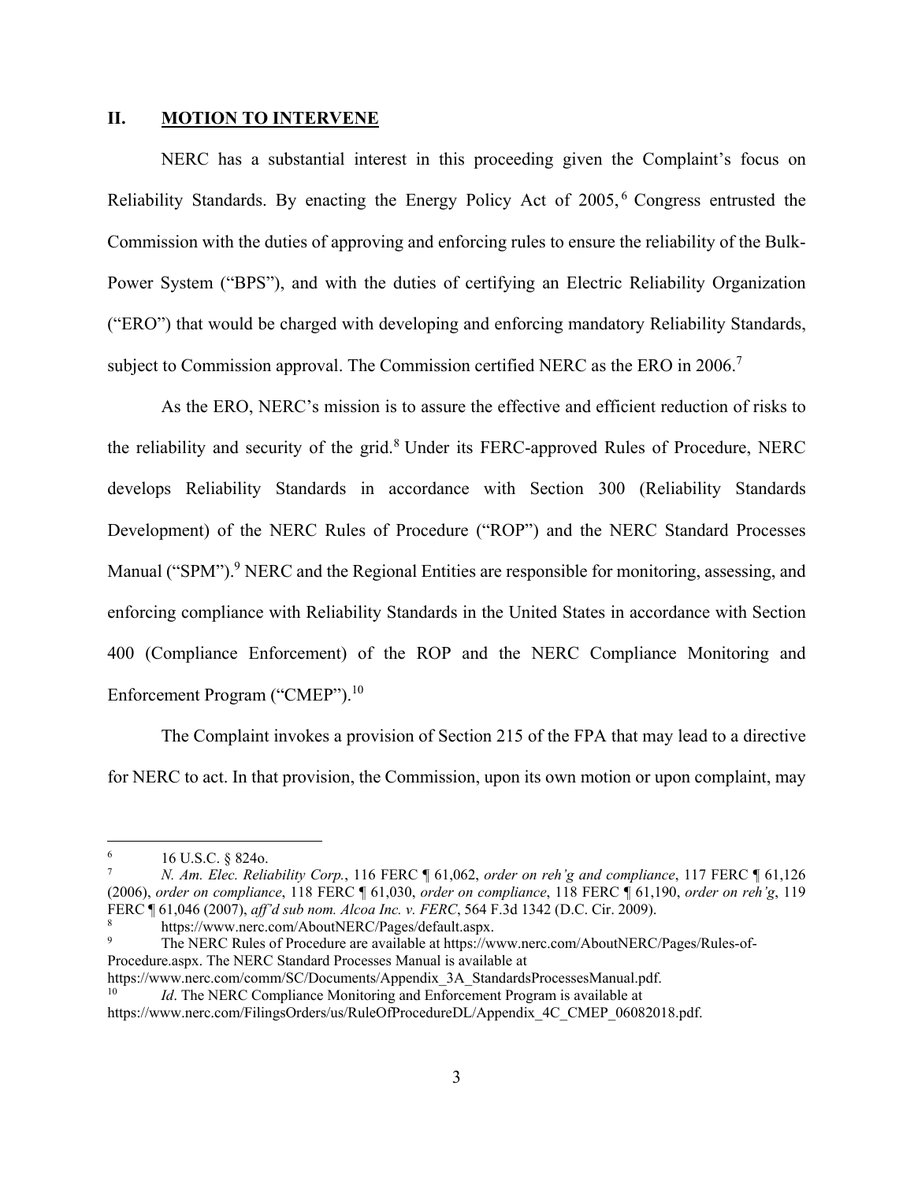## II. MOTION TO INTERVENE

NERC has a substantial interest in this proceeding given the Complaint's focus on Reliability Standards. By enacting the Energy Policy Act of 2005,[6] Congress entrusted the Commission with the duties of approving and enforcing rules to ensure the reliability of the Bulk-Power System ("BPS"), and with the duties of certifying an Electric Reliability Organization ("ERO") that would be charged with developing and enforcing mandatory Reliability Standards, subject to Commission approval. The Commission certified NERC as the ERO in 2006.[7]

As the ERO, NERC's mission is to assure the effective and efficient reduction of risks to the reliability and security of the grid.[8] Under its FERC-approved Rules of Procedure, NERC develops Reliability Standards in accordance with Section 300 (Reliability Standards Development) of the NERC Rules of Procedure ("ROP") and the NERC Standard Processes Manual ("SPM").[9] NERC and the Regional Entities are responsible for monitoring, assessing, and enforcing compliance with Reliability Standards in the United States in accordance with Section 400 (Compliance Enforcement) of the ROP and the NERC Compliance Monitoring and Enforcement Program ("CMEP").[10]

The Complaint invokes a provision of Section 215 of the FPA that may lead to a directive for NERC to act. In that provision, the Commission, upon its own motion or upon complaint, may

---

[6] 16 U.S.C. § 824o.

[7] *N. Am. Elec. Reliability Corp.*, 116 FERC ¶ 61,062, *order on reh'g and compliance*, 117 FERC ¶ 61,126 (2006), *order on compliance*, 118 FERC ¶ 61,030, *order on compliance*, 118 FERC ¶ 61,190, *order on reh'g*, 119 FERC ¶ 61,046 (2007), *aff'd sub nom. Alcoa Inc. v. FERC*, 564 F.3d 1342 (D.C. Cir. 2009).

[8] https://www.nerc.com/AboutNERC/Pages/default.aspx.

[9] The NERC Rules of Procedure are available at https://www.nerc.com/AboutNERC/Pages/Rules-of-Procedure.aspx. The NERC Standard Processes Manual is available at https://www.nerc.com/comm/SC/Documents/Appendix_3A_StandardsProcessesManual.pdf.

[10] *Id*. The NERC Compliance Monitoring and Enforcement Program is available at https://www.nerc.com/FilingsOrders/us/RuleOfProcedureDL/Appendix_4C_CMEP_06082018.pdf.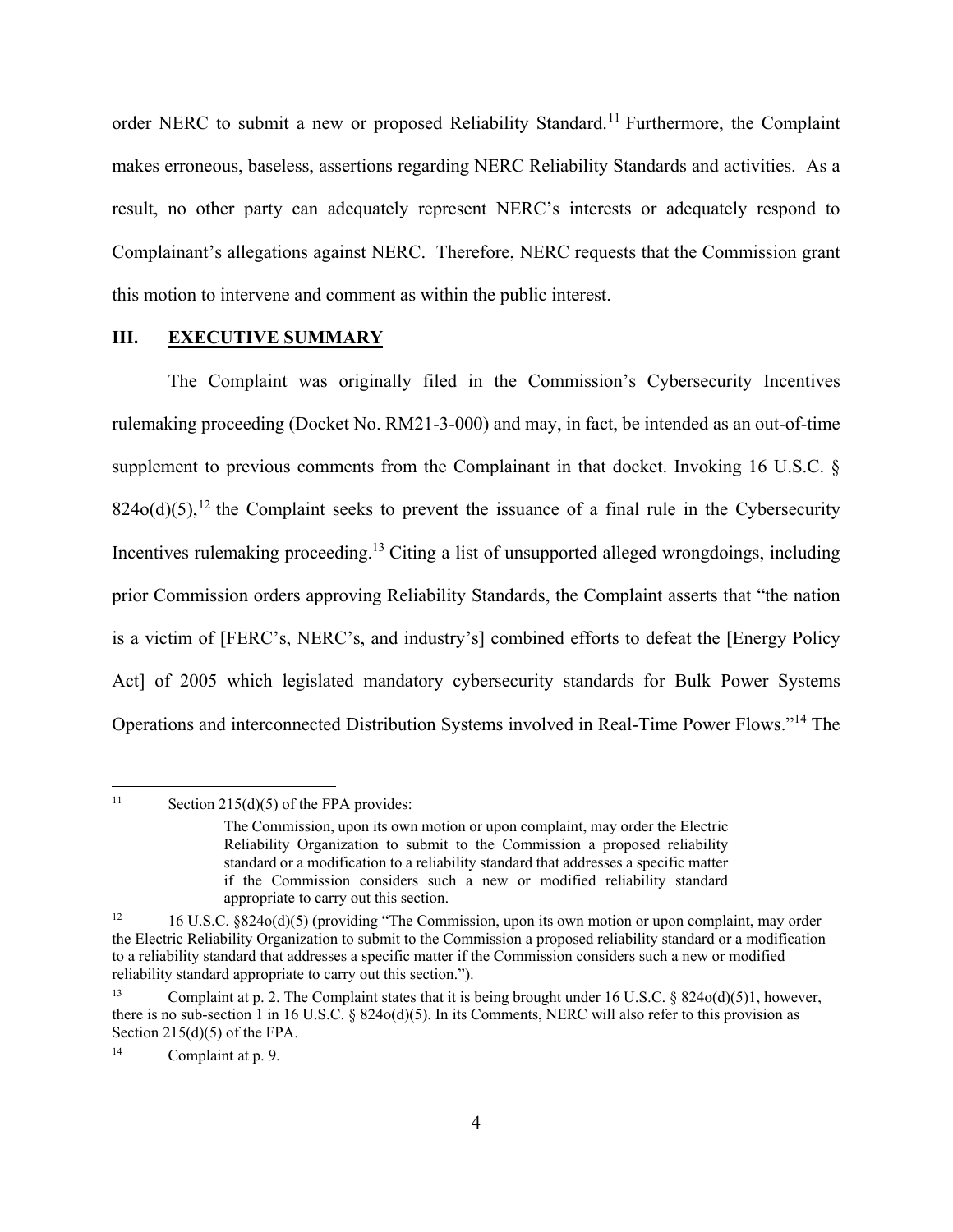order NERC to submit a new or proposed Reliability Standard.[11] Furthermore, the Complaint makes erroneous, baseless, assertions regarding NERC Reliability Standards and activities. As a result, no other party can adequately represent NERC's interests or adequately respond to Complainant's allegations against NERC. Therefore, NERC requests that the Commission grant this motion to intervene and comment as within the public interest.

## III. EXECUTIVE SUMMARY

The Complaint was originally filed in the Commission's Cybersecurity Incentives rulemaking proceeding (Docket No. RM21-3-000) and may, in fact, be intended as an out-of-time supplement to previous comments from the Complainant in that docket. Invoking 16 U.S.C. § 824o(d)(5),[12] the Complaint seeks to prevent the issuance of a final rule in the Cybersecurity Incentives rulemaking proceeding.[13] Citing a list of unsupported alleged wrongdoings, including prior Commission orders approving Reliability Standards, the Complaint asserts that "the nation is a victim of [FERC's, NERC's, and industry's] combined efforts to defeat the [Energy Policy Act] of 2005 which legislated mandatory cybersecurity standards for Bulk Power Systems Operations and interconnected Distribution Systems involved in Real-Time Power Flows."[14] The

---

[11] Section 215(d)(5) of the FPA provides:

> The Commission, upon its own motion or upon complaint, may order the Electric Reliability Organization to submit to the Commission a proposed reliability standard or a modification to a reliability standard that addresses a specific matter if the Commission considers such a new or modified reliability standard appropriate to carry out this section.

[12] 16 U.S.C. §824o(d)(5) (providing "The Commission, upon its own motion or upon complaint, may order the Electric Reliability Organization to submit to the Commission a proposed reliability standard or a modification to a reliability standard that addresses a specific matter if the Commission considers such a new or modified reliability standard appropriate to carry out this section.").

[13] Complaint at p. 2. The Complaint states that it is being brought under 16 U.S.C. § 824o(d)(5)1, however, there is no sub-section 1 in 16 U.S.C. § 824o(d)(5). In its Comments, NERC will also refer to this provision as Section 215(d)(5) of the FPA.

[14] Complaint at p. 9.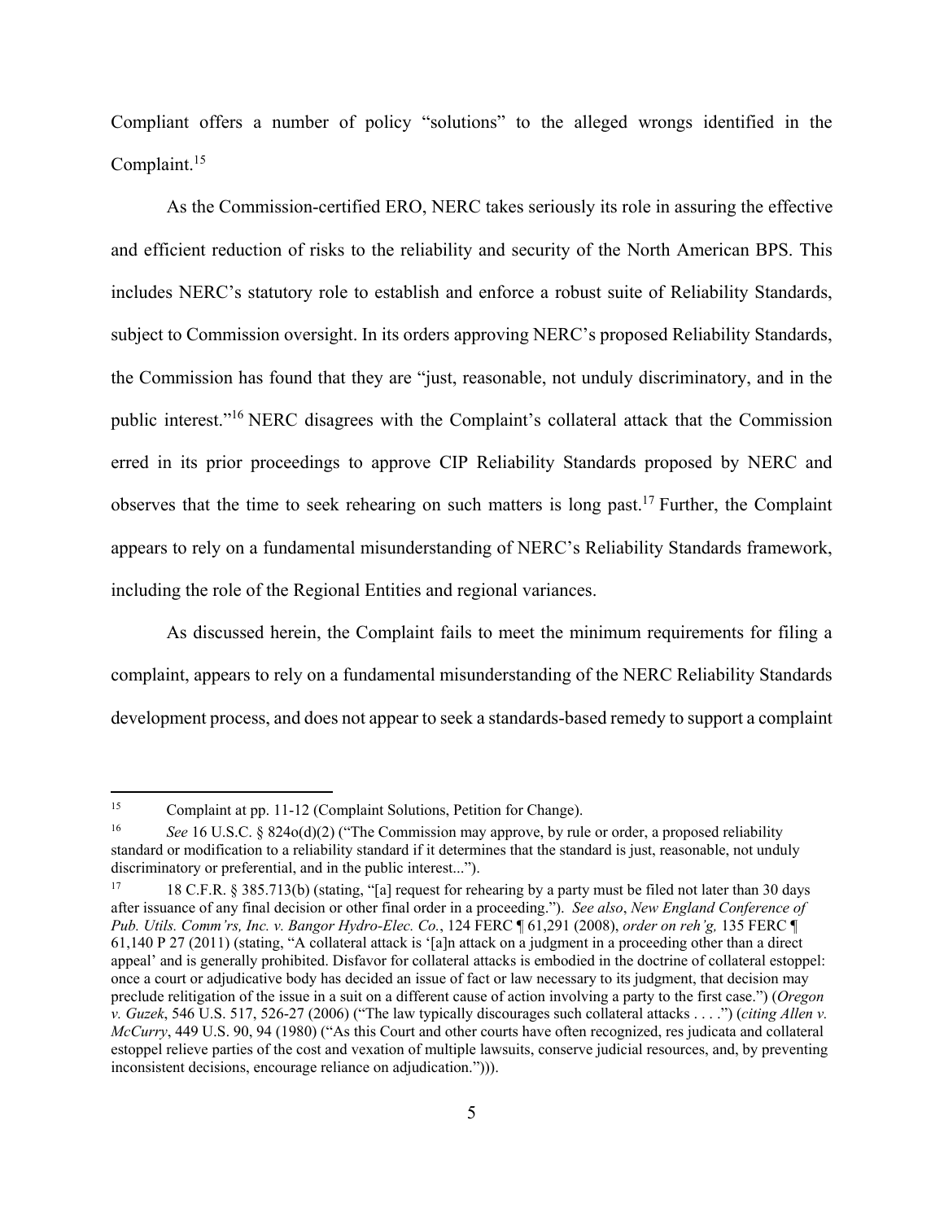Compliant offers a number of policy "solutions" to the alleged wrongs identified in the Complaint.[15]

As the Commission-certified ERO, NERC takes seriously its role in assuring the effective and efficient reduction of risks to the reliability and security of the North American BPS. This includes NERC's statutory role to establish and enforce a robust suite of Reliability Standards, subject to Commission oversight. In its orders approving NERC's proposed Reliability Standards, the Commission has found that they are "just, reasonable, not unduly discriminatory, and in the public interest."[16] NERC disagrees with the Complaint's collateral attack that the Commission erred in its prior proceedings to approve CIP Reliability Standards proposed by NERC and observes that the time to seek rehearing on such matters is long past.[17] Further, the Complaint appears to rely on a fundamental misunderstanding of NERC's Reliability Standards framework, including the role of the Regional Entities and regional variances.

As discussed herein, the Complaint fails to meet the minimum requirements for filing a complaint, appears to rely on a fundamental misunderstanding of the NERC Reliability Standards development process, and does not appear to seek a standards-based remedy to support a complaint

---

[15] Complaint at pp. 11-12 (Complaint Solutions, Petition for Change).

[16] *See* 16 U.S.C. § 824o(d)(2) ("The Commission may approve, by rule or order, a proposed reliability standard or modification to a reliability standard if it determines that the standard is just, reasonable, not unduly discriminatory or preferential, and in the public interest...").

[17] 18 C.F.R. § 385.713(b) (stating, "[a] request for rehearing by a party must be filed not later than 30 days after issuance of any final decision or other final order in a proceeding."). *See also*, *New England Conference of Pub. Utils. Comm'rs, Inc. v. Bangor Hydro-Elec. Co.*, 124 FERC ¶ 61,291 (2008), *order on reh'g,* 135 FERC ¶ 61,140 P 27 (2011) (stating, "A collateral attack is '[a]n attack on a judgment in a proceeding other than a direct appeal' and is generally prohibited. Disfavor for collateral attacks is embodied in the doctrine of collateral estoppel: once a court or adjudicative body has decided an issue of fact or law necessary to its judgment, that decision may preclude relitigation of the issue in a suit on a different cause of action involving a party to the first case.") (*Oregon v. Guzek*, 546 U.S. 517, 526-27 (2006) ("The law typically discourages such collateral attacks . . . .") (*citing Allen v. McCurry*, 449 U.S. 90, 94 (1980) ("As this Court and other courts have often recognized, res judicata and collateral estoppel relieve parties of the cost and vexation of multiple lawsuits, conserve judicial resources, and, by preventing inconsistent decisions, encourage reliance on adjudication."))).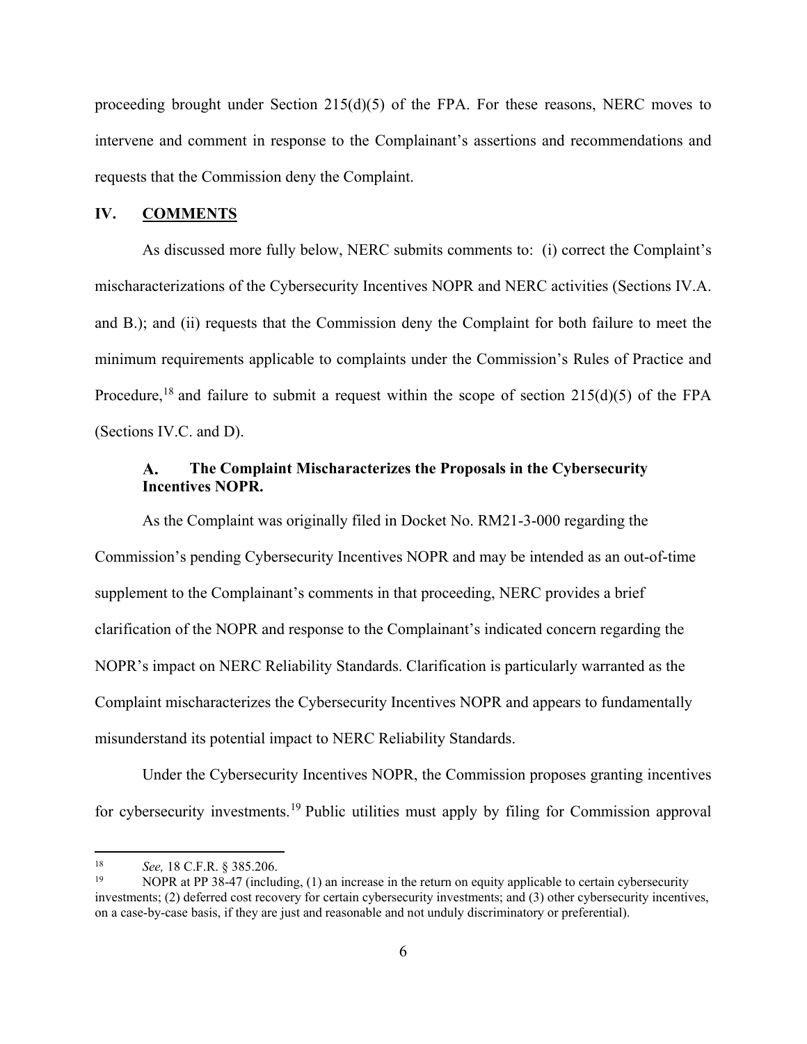proceeding brought under Section 215(d)(5) of the FPA. For these reasons, NERC moves to intervene and comment in response to the Complainant's assertions and recommendations and requests that the Commission deny the Complaint.

## IV. COMMENTS

As discussed more fully below, NERC submits comments to: (i) correct the Complaint's mischaracterizations of the Cybersecurity Incentives NOPR and NERC activities (Sections IV.A. and B.); and (ii) requests that the Commission deny the Complaint for both failure to meet the minimum requirements applicable to complaints under the Commission's Rules of Practice and Procedure,[18] and failure to submit a request within the scope of section 215(d)(5) of the FPA (Sections IV.C. and D).

### A. The Complaint Mischaracterizes the Proposals in the Cybersecurity Incentives NOPR.

As the Complaint was originally filed in Docket No. RM21-3-000 regarding the Commission's pending Cybersecurity Incentives NOPR and may be intended as an out-of-time supplement to the Complainant's comments in that proceeding, NERC provides a brief clarification of the NOPR and response to the Complainant's indicated concern regarding the NOPR's impact on NERC Reliability Standards. Clarification is particularly warranted as the Complaint mischaracterizes the Cybersecurity Incentives NOPR and appears to fundamentally misunderstand its potential impact to NERC Reliability Standards.

Under the Cybersecurity Incentives NOPR, the Commission proposes granting incentives for cybersecurity investments.[19] Public utilities must apply by filing for Commission approval

---

[18] *See,* 18 C.F.R. § 385.206.

[19] NOPR at PP 38-47 (including, (1) an increase in the return on equity applicable to certain cybersecurity investments; (2) deferred cost recovery for certain cybersecurity investments; and (3) other cybersecurity incentives, on a case-by-case basis, if they are just and reasonable and not unduly discriminatory or preferential).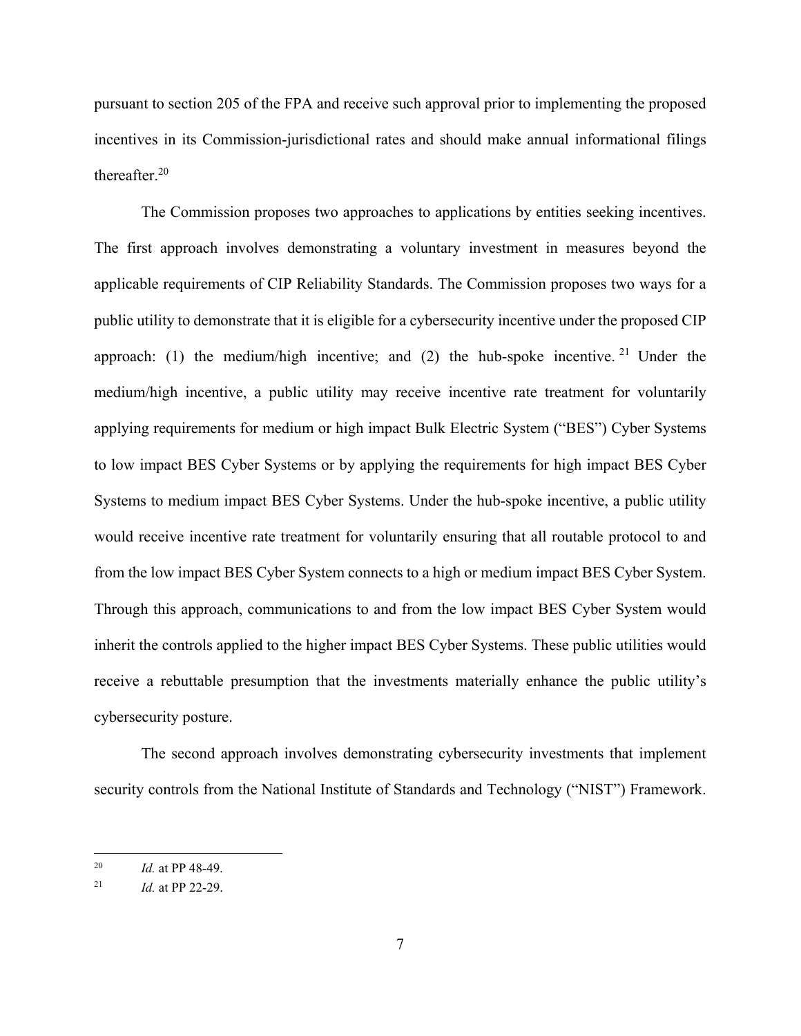pursuant to section 205 of the FPA and receive such approval prior to implementing the proposed incentives in its Commission-jurisdictional rates and should make annual informational filings thereafter.[20]

The Commission proposes two approaches to applications by entities seeking incentives. The first approach involves demonstrating a voluntary investment in measures beyond the applicable requirements of CIP Reliability Standards. The Commission proposes two ways for a public utility to demonstrate that it is eligible for a cybersecurity incentive under the proposed CIP approach: (1) the medium/high incentive; and (2) the hub-spoke incentive.[21] Under the medium/high incentive, a public utility may receive incentive rate treatment for voluntarily applying requirements for medium or high impact Bulk Electric System ("BES") Cyber Systems to low impact BES Cyber Systems or by applying the requirements for high impact BES Cyber Systems to medium impact BES Cyber Systems. Under the hub-spoke incentive, a public utility would receive incentive rate treatment for voluntarily ensuring that all routable protocol to and from the low impact BES Cyber System connects to a high or medium impact BES Cyber System. Through this approach, communications to and from the low impact BES Cyber System would inherit the controls applied to the higher impact BES Cyber Systems. These public utilities would receive a rebuttable presumption that the investments materially enhance the public utility's cybersecurity posture.

The second approach involves demonstrating cybersecurity investments that implement security controls from the National Institute of Standards and Technology ("NIST") Framework.

---

[20] *Id.* at PP 48-49.

[21] *Id.* at PP 22-29.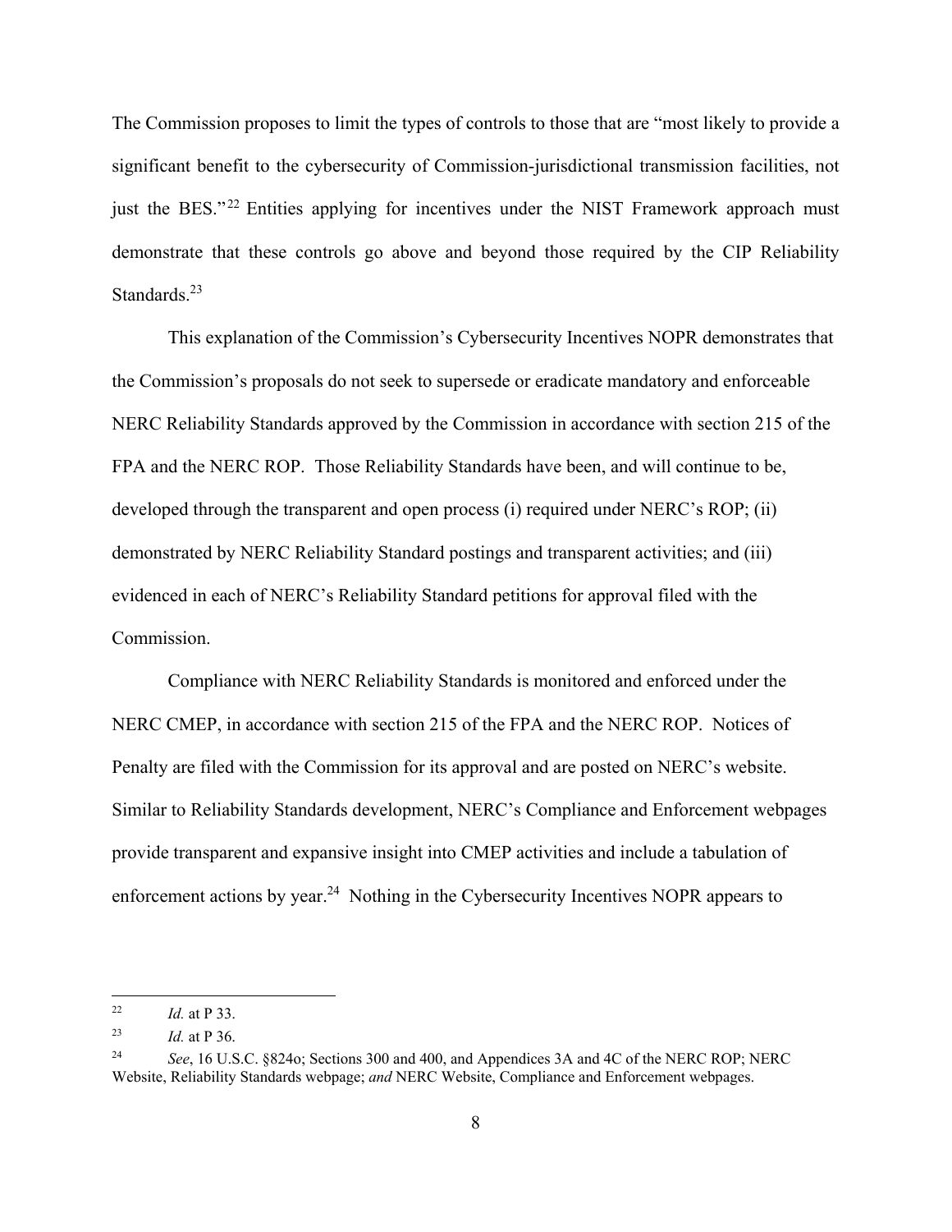The Commission proposes to limit the types of controls to those that are "most likely to provide a significant benefit to the cybersecurity of Commission-jurisdictional transmission facilities, not just the BES."[22] Entities applying for incentives under the NIST Framework approach must demonstrate that these controls go above and beyond those required by the CIP Reliability Standards.[23]

This explanation of the Commission's Cybersecurity Incentives NOPR demonstrates that the Commission's proposals do not seek to supersede or eradicate mandatory and enforceable NERC Reliability Standards approved by the Commission in accordance with section 215 of the FPA and the NERC ROP. Those Reliability Standards have been, and will continue to be, developed through the transparent and open process (i) required under NERC's ROP; (ii) demonstrated by NERC Reliability Standard postings and transparent activities; and (iii) evidenced in each of NERC's Reliability Standard petitions for approval filed with the Commission.

Compliance with NERC Reliability Standards is monitored and enforced under the NERC CMEP, in accordance with section 215 of the FPA and the NERC ROP. Notices of Penalty are filed with the Commission for its approval and are posted on NERC's website. Similar to Reliability Standards development, NERC's Compliance and Enforcement webpages provide transparent and expansive insight into CMEP activities and include a tabulation of enforcement actions by year.[24] Nothing in the Cybersecurity Incentives NOPR appears to

---

[22] *Id.* at P 33.

[23] *Id.* at P 36.

[24] *See*, 16 U.S.C. §824o; Sections 300 and 400, and Appendices 3A and 4C of the NERC ROP; NERC Website, Reliability Standards webpage; *and* NERC Website, Compliance and Enforcement webpages.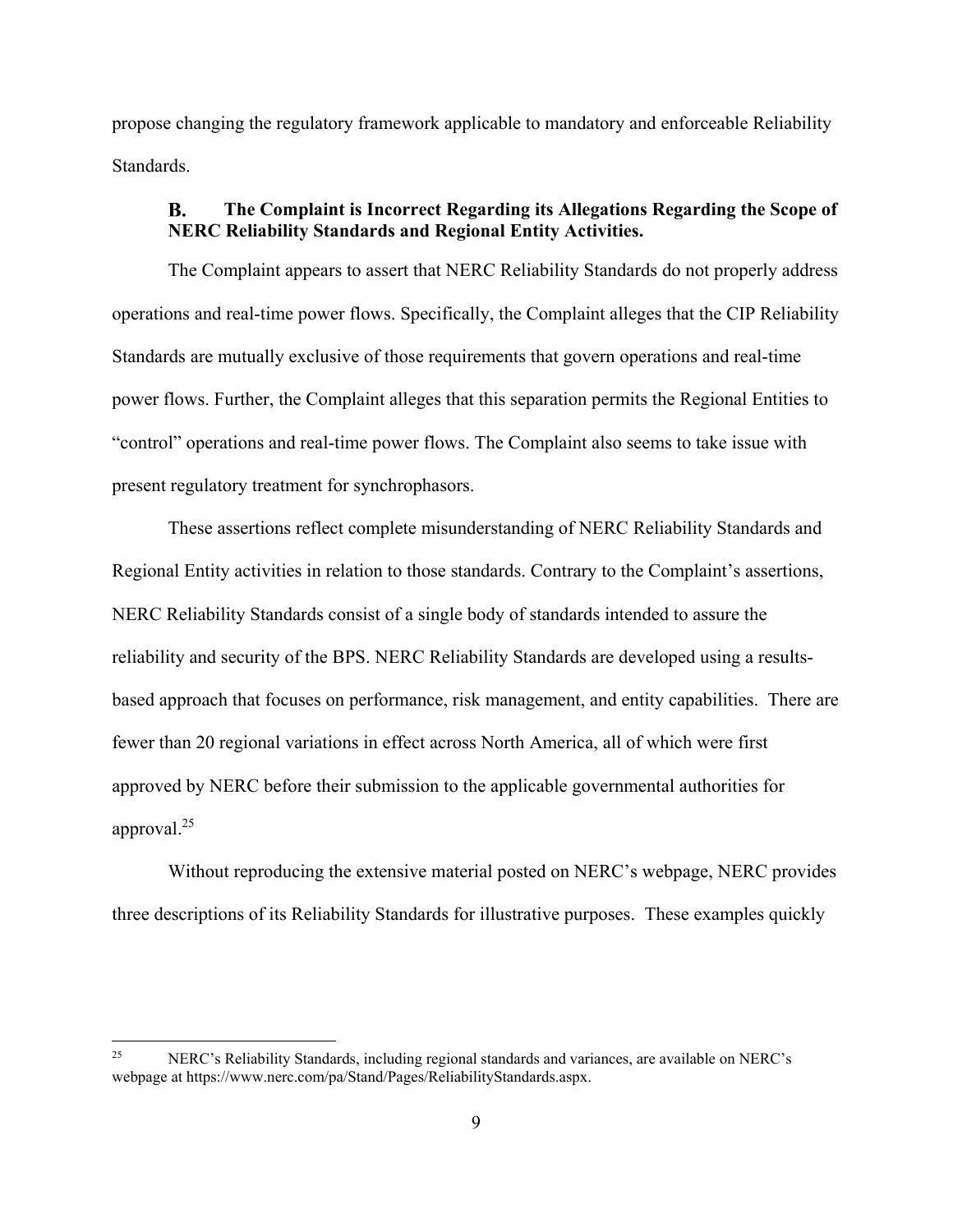propose changing the regulatory framework applicable to mandatory and enforceable Reliability Standards.

### B. The Complaint is Incorrect Regarding its Allegations Regarding the Scope of NERC Reliability Standards and Regional Entity Activities.

The Complaint appears to assert that NERC Reliability Standards do not properly address operations and real-time power flows. Specifically, the Complaint alleges that the CIP Reliability Standards are mutually exclusive of those requirements that govern operations and real-time power flows. Further, the Complaint alleges that this separation permits the Regional Entities to "control" operations and real-time power flows. The Complaint also seems to take issue with present regulatory treatment for synchrophasors.

These assertions reflect complete misunderstanding of NERC Reliability Standards and Regional Entity activities in relation to those standards. Contrary to the Complaint's assertions, NERC Reliability Standards consist of a single body of standards intended to assure the reliability and security of the BPS. NERC Reliability Standards are developed using a results-based approach that focuses on performance, risk management, and entity capabilities. There are fewer than 20 regional variations in effect across North America, all of which were first approved by NERC before their submission to the applicable governmental authorities for approval.[25]

Without reproducing the extensive material posted on NERC's webpage, NERC provides three descriptions of its Reliability Standards for illustrative purposes. These examples quickly

---

[25] NERC's Reliability Standards, including regional standards and variances, are available on NERC's webpage at https://www.nerc.com/pa/Stand/Pages/ReliabilityStandards.aspx.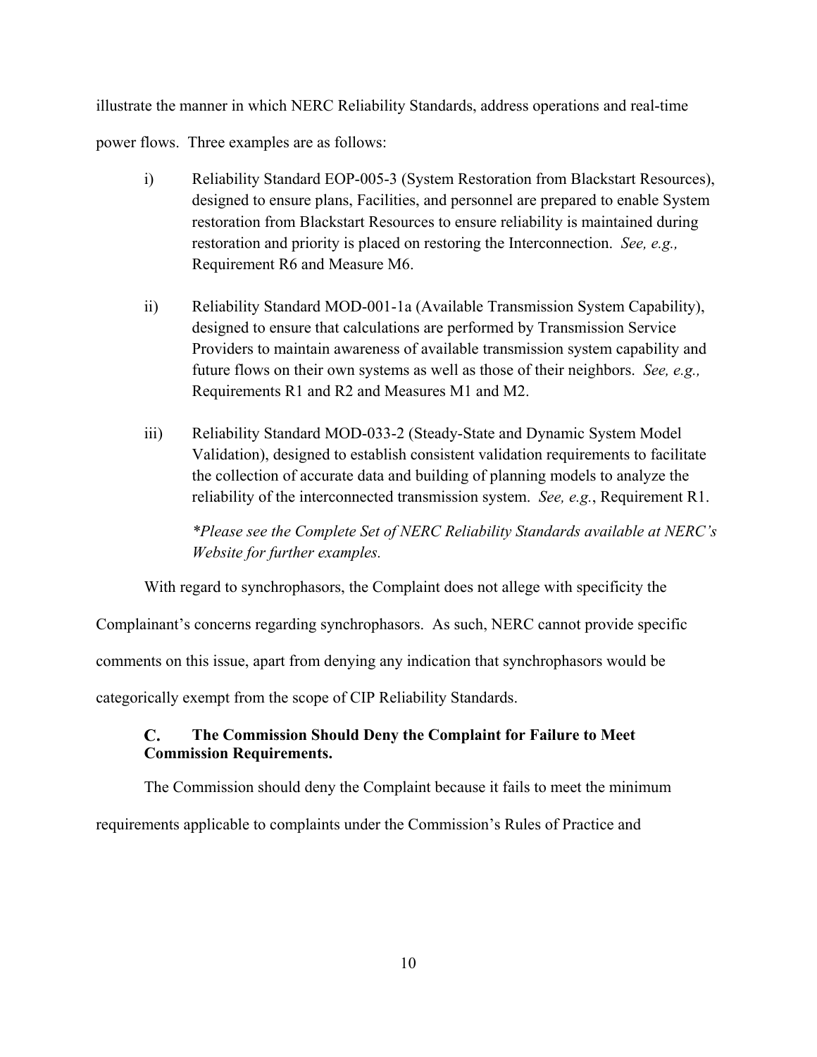illustrate the manner in which NERC Reliability Standards, address operations and real-time power flows. Three examples are as follows:

i) Reliability Standard EOP-005-3 (System Restoration from Blackstart Resources), designed to ensure plans, Facilities, and personnel are prepared to enable System restoration from Blackstart Resources to ensure reliability is maintained during restoration and priority is placed on restoring the Interconnection. *See, e.g.,* Requirement R6 and Measure M6.

ii) Reliability Standard MOD-001-1a (Available Transmission System Capability), designed to ensure that calculations are performed by Transmission Service Providers to maintain awareness of available transmission system capability and future flows on their own systems as well as those of their neighbors. *See, e.g.,* Requirements R1 and R2 and Measures M1 and M2.

iii) Reliability Standard MOD-033-2 (Steady-State and Dynamic System Model Validation), designed to establish consistent validation requirements to facilitate the collection of accurate data and building of planning models to analyze the reliability of the interconnected transmission system. *See, e.g.*, Requirement R1.

*\*Please see the Complete Set of NERC Reliability Standards available at NERC's Website for further examples.*

With regard to synchrophasors, the Complaint does not allege with specificity the Complainant's concerns regarding synchrophasors. As such, NERC cannot provide specific comments on this issue, apart from denying any indication that synchrophasors would be categorically exempt from the scope of CIP Reliability Standards.

### C. The Commission Should Deny the Complaint for Failure to Meet Commission Requirements.

The Commission should deny the Complaint because it fails to meet the minimum requirements applicable to complaints under the Commission's Rules of Practice and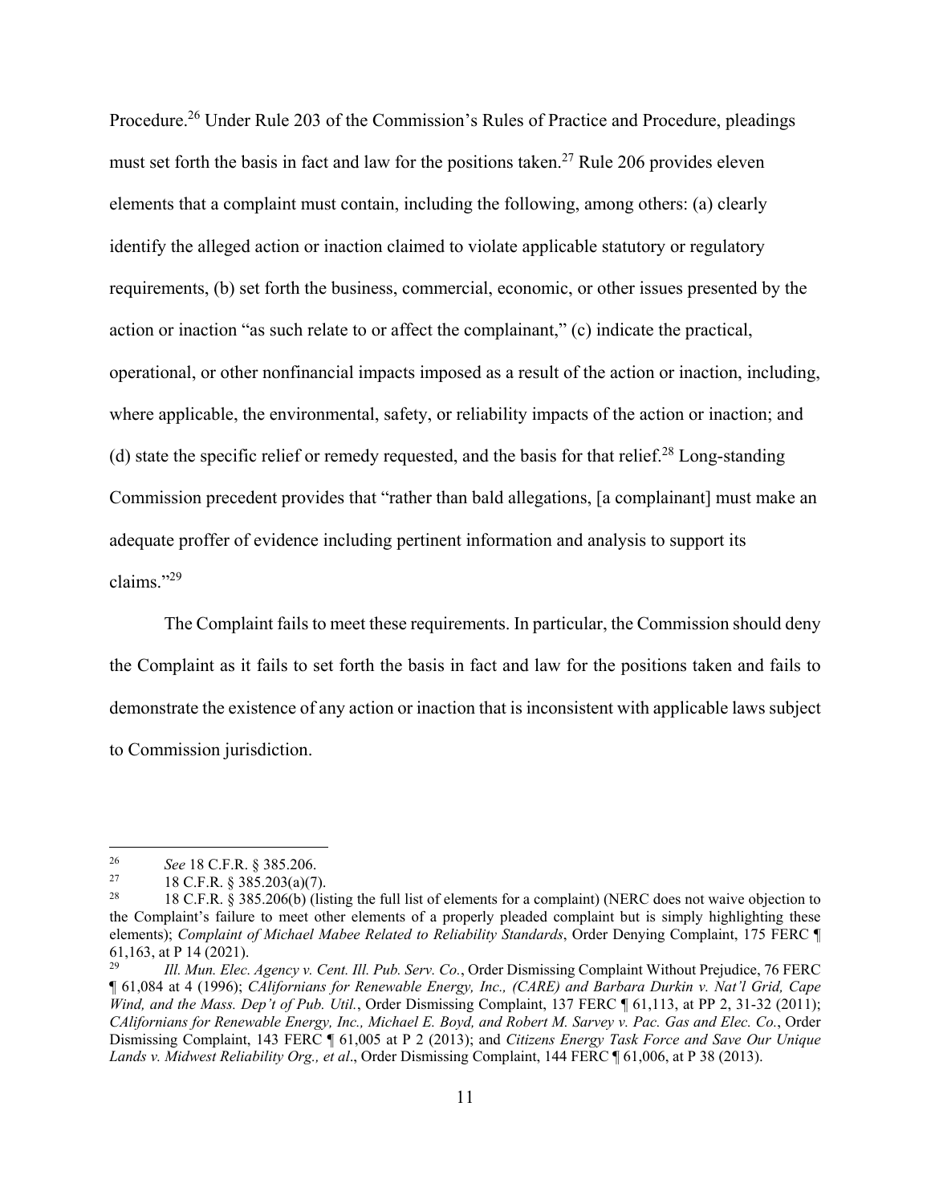Procedure.[26] Under Rule 203 of the Commission's Rules of Practice and Procedure, pleadings must set forth the basis in fact and law for the positions taken.[27] Rule 206 provides eleven elements that a complaint must contain, including the following, among others: (a) clearly identify the alleged action or inaction claimed to violate applicable statutory or regulatory requirements, (b) set forth the business, commercial, economic, or other issues presented by the action or inaction "as such relate to or affect the complainant," (c) indicate the practical, operational, or other nonfinancial impacts imposed as a result of the action or inaction, including, where applicable, the environmental, safety, or reliability impacts of the action or inaction; and (d) state the specific relief or remedy requested, and the basis for that relief.[28] Long-standing Commission precedent provides that "rather than bald allegations, [a complainant] must make an adequate proffer of evidence including pertinent information and analysis to support its claims."[29]

The Complaint fails to meet these requirements. In particular, the Commission should deny the Complaint as it fails to set forth the basis in fact and law for the positions taken and fails to demonstrate the existence of any action or inaction that is inconsistent with applicable laws subject to Commission jurisdiction.

---

[26] *See* 18 C.F.R. § 385.206.

[27] 18 C.F.R. § 385.203(a)(7).

[28] 18 C.F.R. § 385.206(b) (listing the full list of elements for a complaint) (NERC does not waive objection to the Complaint's failure to meet other elements of a properly pleaded complaint but is simply highlighting these elements); *Complaint of Michael Mabee Related to Reliability Standards*, Order Denying Complaint, 175 FERC ¶ 61,163, at P 14 (2021).

[29] *Ill. Mun. Elec. Agency v. Cent. Ill. Pub. Serv. Co.*, Order Dismissing Complaint Without Prejudice, 76 FERC ¶ 61,084 at 4 (1996); *CAlifornians for Renewable Energy, Inc., (CARE) and Barbara Durkin v. Nat'l Grid, Cape Wind, and the Mass. Dep't of Pub. Util.*, Order Dismissing Complaint, 137 FERC ¶ 61,113, at PP 2, 31-32 (2011); *CAlifornians for Renewable Energy, Inc., Michael E. Boyd, and Robert M. Sarvey v. Pac. Gas and Elec. Co.*, Order Dismissing Complaint, 143 FERC ¶ 61,005 at P 2 (2013); and *Citizens Energy Task Force and Save Our Unique Lands v. Midwest Reliability Org., et al*., Order Dismissing Complaint, 144 FERC ¶ 61,006, at P 38 (2013).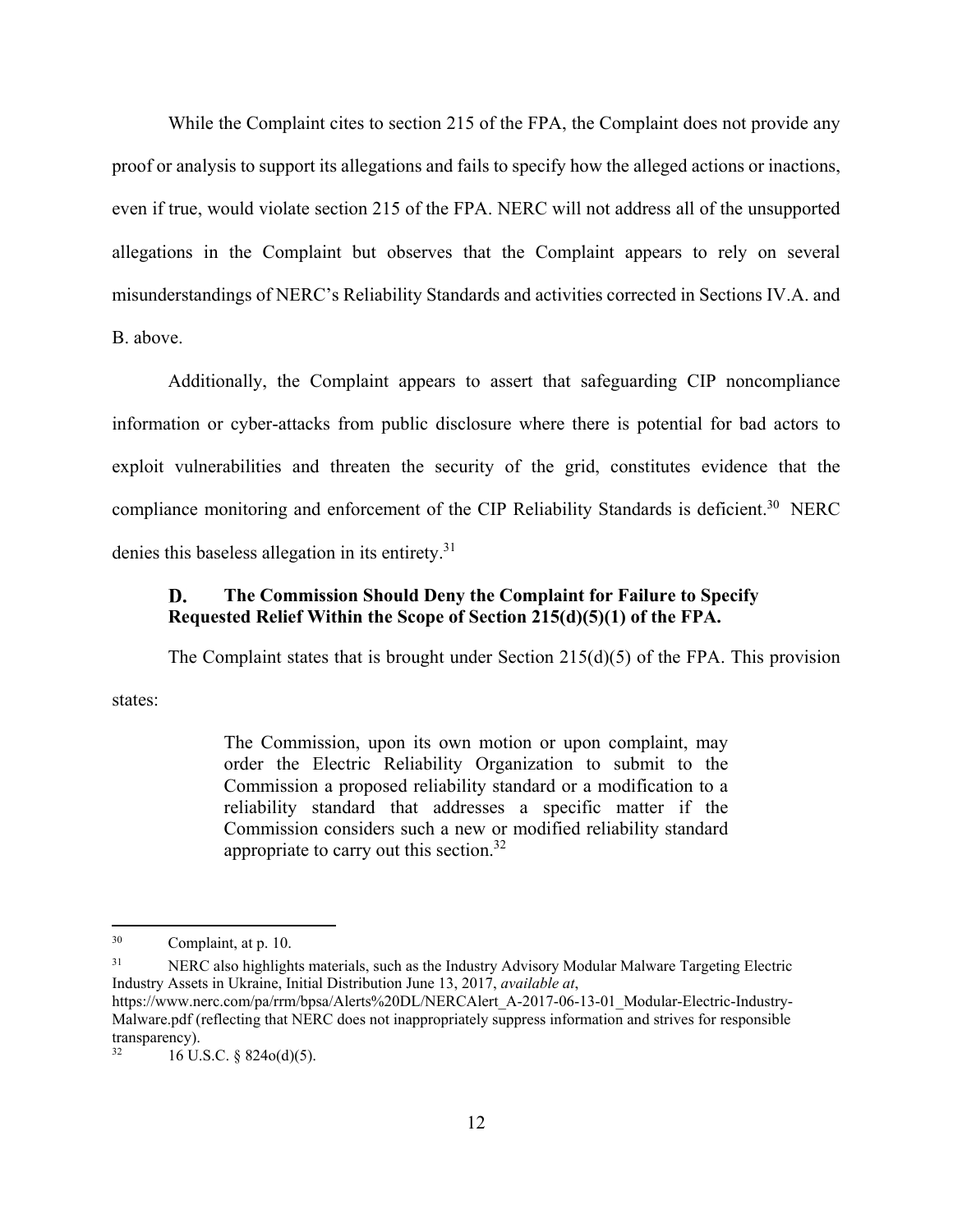While the Complaint cites to section 215 of the FPA, the Complaint does not provide any proof or analysis to support its allegations and fails to specify how the alleged actions or inactions, even if true, would violate section 215 of the FPA. NERC will not address all of the unsupported allegations in the Complaint but observes that the Complaint appears to rely on several misunderstandings of NERC's Reliability Standards and activities corrected in Sections IV.A. and B. above.

Additionally, the Complaint appears to assert that safeguarding CIP noncompliance information or cyber-attacks from public disclosure where there is potential for bad actors to exploit vulnerabilities and threaten the security of the grid, constitutes evidence that the compliance monitoring and enforcement of the CIP Reliability Standards is deficient.[30] NERC denies this baseless allegation in its entirety.[31]

### D. The Commission Should Deny the Complaint for Failure to Specify Requested Relief Within the Scope of Section 215(d)(5)(1) of the FPA.

The Complaint states that is brought under Section 215(d)(5) of the FPA. This provision states:

> The Commission, upon its own motion or upon complaint, may order the Electric Reliability Organization to submit to the Commission a proposed reliability standard or a modification to a reliability standard that addresses a specific matter if the Commission considers such a new or modified reliability standard appropriate to carry out this section.[32]

---

[30] Complaint, at p. 10.

[31] NERC also highlights materials, such as the Industry Advisory Modular Malware Targeting Electric Industry Assets in Ukraine, Initial Distribution June 13, 2017, *available at*, https://www.nerc.com/pa/rrm/bpsa/Alerts%20DL/NERCAlert_A-2017-06-13-01_Modular-Electric-Industry-Malware.pdf (reflecting that NERC does not inappropriately suppress information and strives for responsible transparency).

[32] 16 U.S.C. § 824o(d)(5).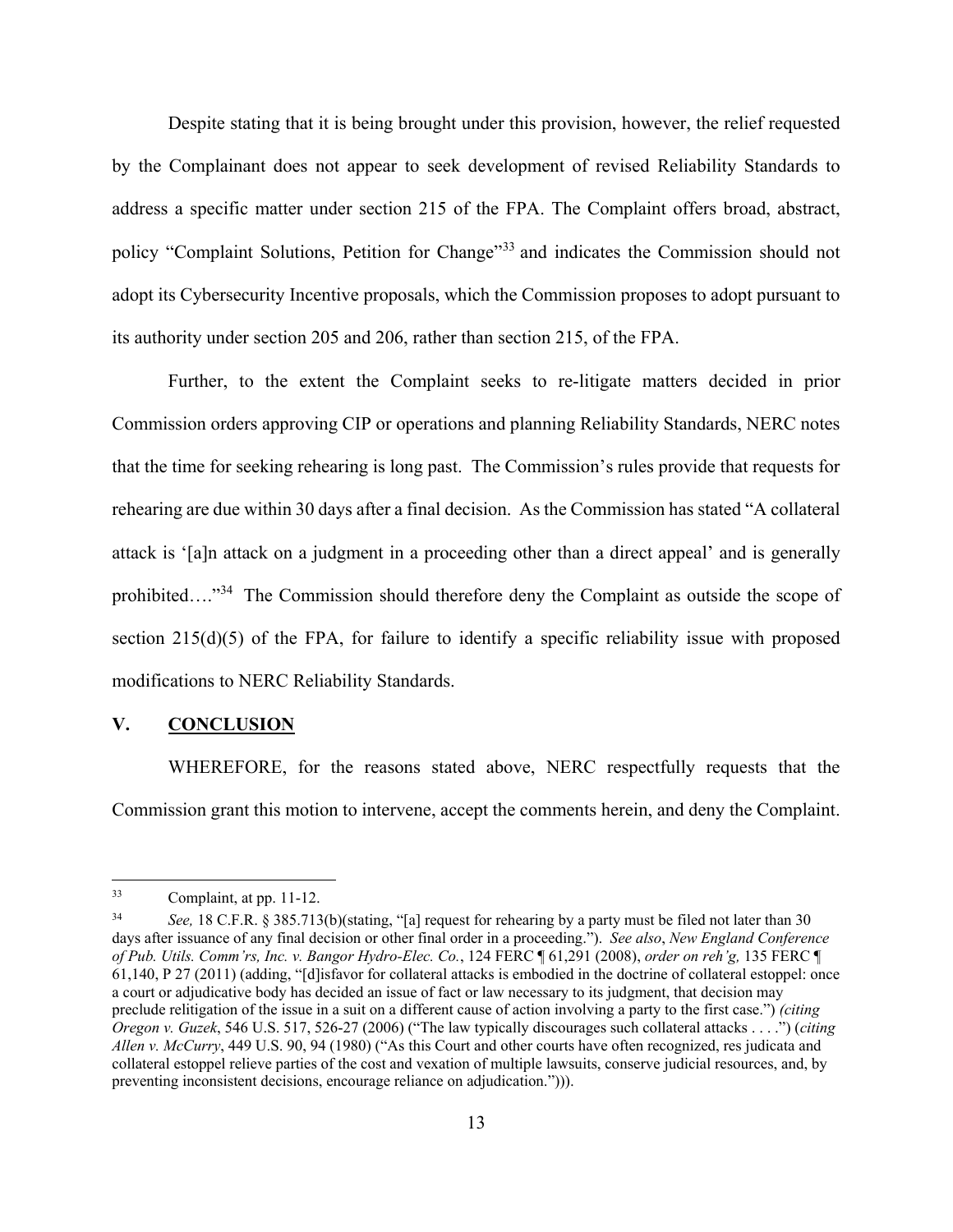Despite stating that it is being brought under this provision, however, the relief requested by the Complainant does not appear to seek development of revised Reliability Standards to address a specific matter under section 215 of the FPA. The Complaint offers broad, abstract, policy "Complaint Solutions, Petition for Change"[33] and indicates the Commission should not adopt its Cybersecurity Incentive proposals, which the Commission proposes to adopt pursuant to its authority under section 205 and 206, rather than section 215, of the FPA.

Further, to the extent the Complaint seeks to re-litigate matters decided in prior Commission orders approving CIP or operations and planning Reliability Standards, NERC notes that the time for seeking rehearing is long past. The Commission's rules provide that requests for rehearing are due within 30 days after a final decision. As the Commission has stated "A collateral attack is '[a]n attack on a judgment in a proceeding other than a direct appeal' and is generally prohibited…."[34] The Commission should therefore deny the Complaint as outside the scope of section 215(d)(5) of the FPA, for failure to identify a specific reliability issue with proposed modifications to NERC Reliability Standards.

## V. CONCLUSION

WHEREFORE, for the reasons stated above, NERC respectfully requests that the Commission grant this motion to intervene, accept the comments herein, and deny the Complaint.

---

[33] Complaint, at pp. 11-12.

[34] *See,* 18 C.F.R. § 385.713(b)(stating, "[a] request for rehearing by a party must be filed not later than 30 days after issuance of any final decision or other final order in a proceeding."). *See also*, *New England Conference of Pub. Utils. Comm'rs, Inc. v. Bangor Hydro-Elec. Co.*, 124 FERC ¶ 61,291 (2008), *order on reh'g,* 135 FERC ¶ 61,140, P 27 (2011) (adding, "[d]isfavor for collateral attacks is embodied in the doctrine of collateral estoppel: once a court or adjudicative body has decided an issue of fact or law necessary to its judgment, that decision may preclude relitigation of the issue in a suit on a different cause of action involving a party to the first case.") *(citing Oregon v. Guzek*, 546 U.S. 517, 526-27 (2006) ("The law typically discourages such collateral attacks . . . .") (*citing Allen v. McCurry*, 449 U.S. 90, 94 (1980) ("As this Court and other courts have often recognized, res judicata and collateral estoppel relieve parties of the cost and vexation of multiple lawsuits, conserve judicial resources, and, by preventing inconsistent decisions, encourage reliance on adjudication."))).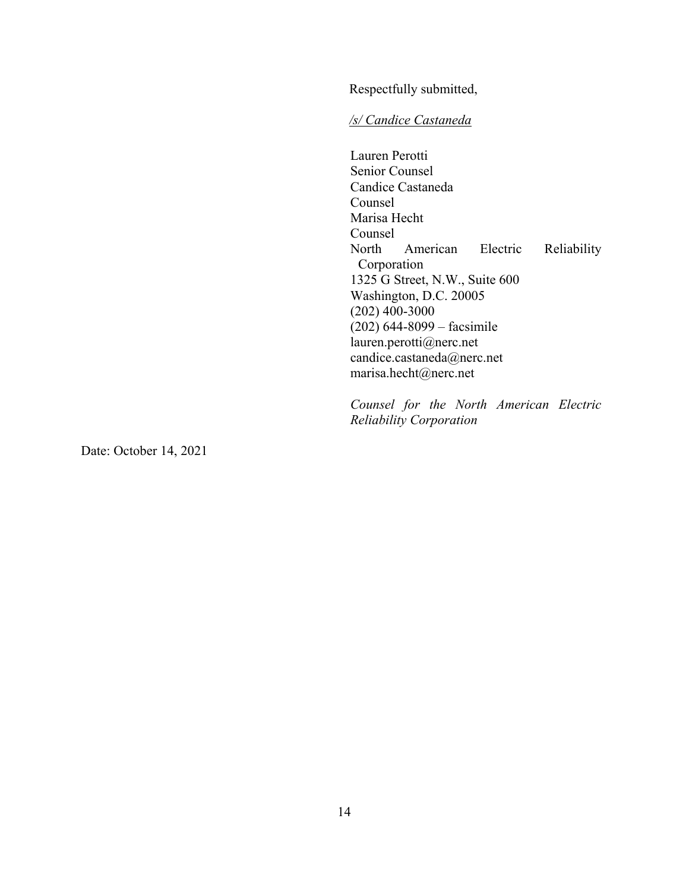Respectfully submitted,

*/s/ Candice Castaneda*

Lauren Perotti
Senior Counsel
Candice Castaneda
Counsel
Marisa Hecht
Counsel
North American Electric Reliability Corporation
1325 G Street, N.W., Suite 600
Washington, D.C. 20005
(202) 400-3000
(202) 644-8099 – facsimile
lauren.perotti@nerc.net
candice.castaneda@nerc.net
marisa.hecht@nerc.net

*Counsel for the North American Electric Reliability Corporation*

Date: October 14, 2021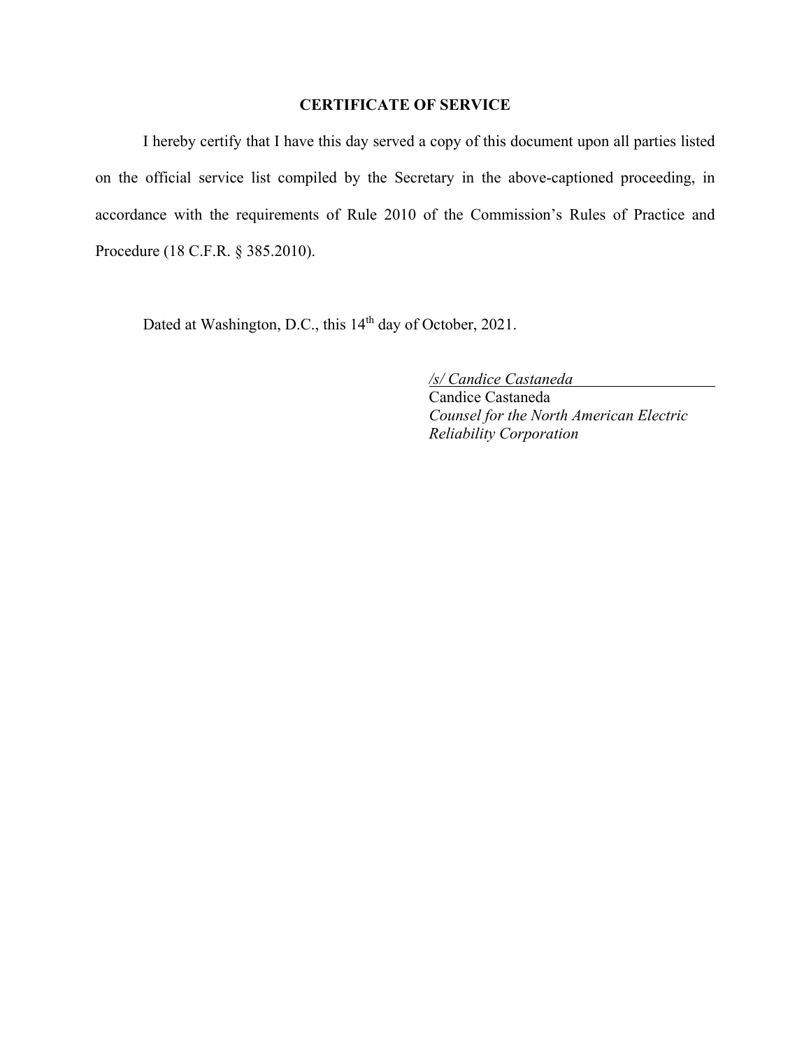**CERTIFICATE OF SERVICE**

I hereby certify that I have this day served a copy of this document upon all parties listed on the official service list compiled by the Secretary in the above-captioned proceeding, in accordance with the requirements of Rule 2010 of the Commission's Rules of Practice and Procedure (18 C.F.R. § 385.2010).

Dated at Washington, D.C., this 14th day of October, 2021.

*/s/ Candice Castaneda*
Candice Castaneda
*Counsel for the North American Electric Reliability Corporation*